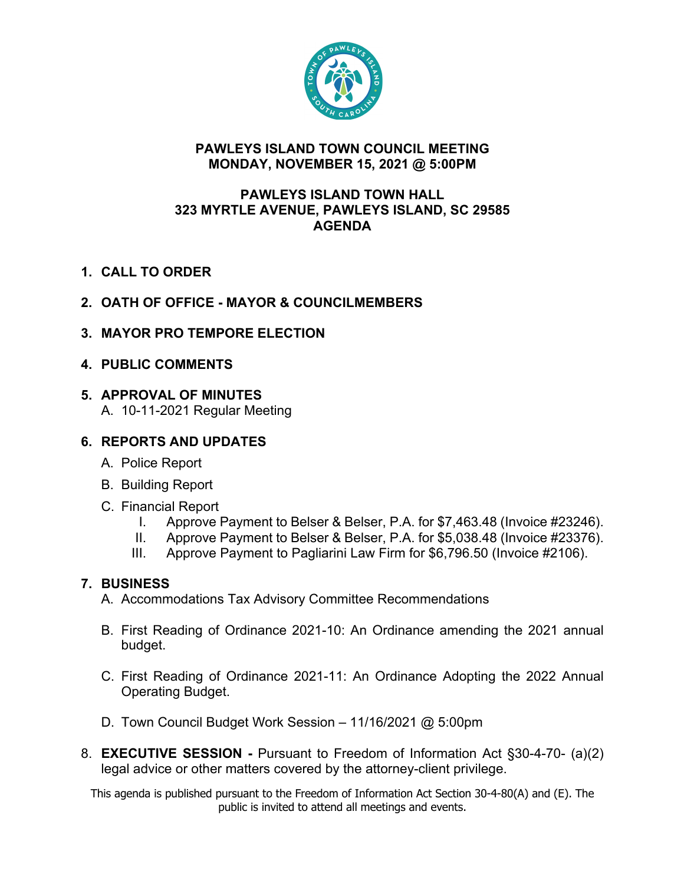**PAWLEYS ISLAND TOWN COUNCIL MEETING**
**MONDAY, NOVEMBER 15, 2021 @ 5:00PM**

**PAWLEYS ISLAND TOWN HALL**
**323 MYRTLE AVENUE, PAWLEYS ISLAND, SC 29585**
**AGENDA**

1. **CALL TO ORDER**

2. **OATH OF OFFICE - MAYOR & COUNCILMEMBERS**

3. **MAYOR PRO TEMPORE ELECTION**

4. **PUBLIC COMMENTS**

5. **APPROVAL OF MINUTES**
   A. 10-11-2021 Regular Meeting

6. **REPORTS AND UPDATES**
   A. Police Report
   B. Building Report
   C. Financial Report
      I. Approve Payment to Belser & Belser, P.A. for $7,463.48 (Invoice #23246).
      II. Approve Payment to Belser & Belser, P.A. for $5,038.48 (Invoice #23376).
      III. Approve Payment to Pagliarini Law Firm for $6,796.50 (Invoice #2106).

7. **BUSINESS**
   A. Accommodations Tax Advisory Committee Recommendations
   B. First Reading of Ordinance 2021-10: An Ordinance amending the 2021 annual budget.
   C. First Reading of Ordinance 2021-11: An Ordinance Adopting the 2022 Annual Operating Budget.
   D. Town Council Budget Work Session – 11/16/2021 @ 5:00pm

8. **EXECUTIVE SESSION -** Pursuant to Freedom of Information Act §30-4-70- (a)(2) legal advice or other matters covered by the attorney-client privilege.

This agenda is published pursuant to the Freedom of Information Act Section 30-4-80(A) and (E). The public is invited to attend all meetings and events.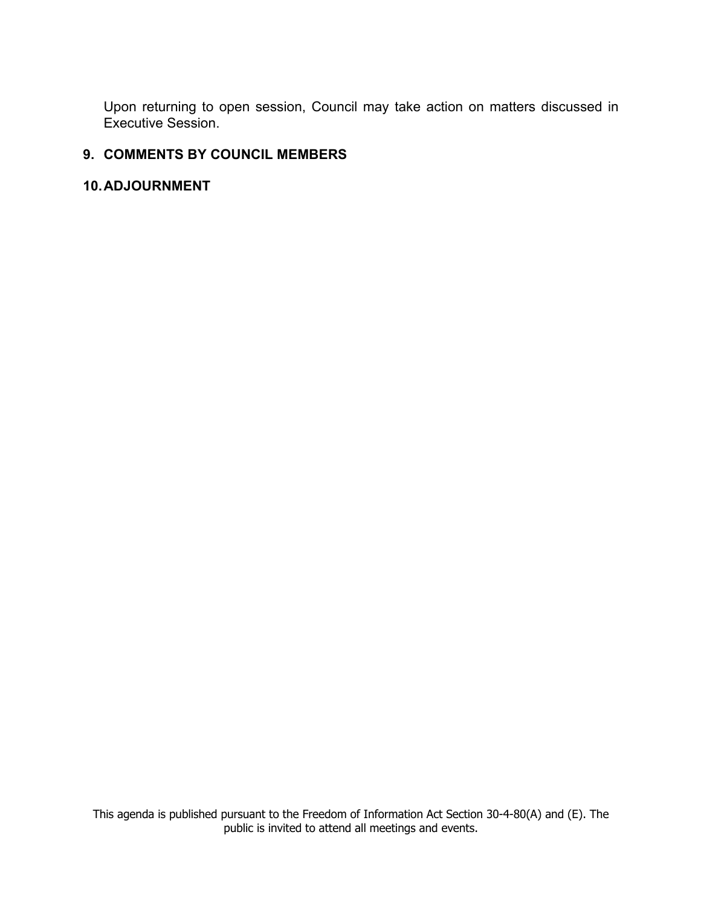Upon returning to open session, Council may take action on matters discussed in Executive Session.

**9. COMMENTS BY COUNCIL MEMBERS**

**10. ADJOURNMENT**

This agenda is published pursuant to the Freedom of Information Act Section 30-4-80(A) and (E). The public is invited to attend all meetings and events.